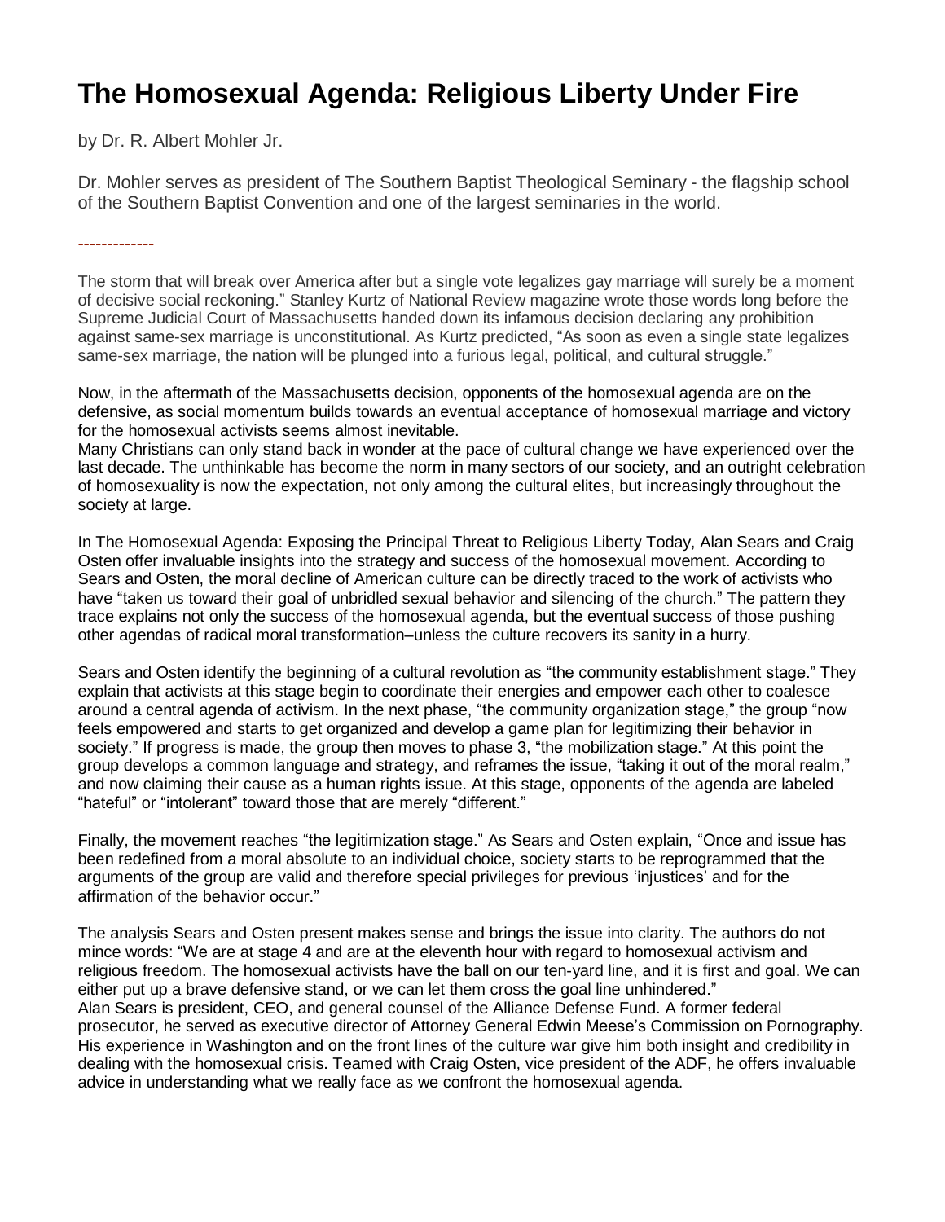# The Homosexual Agenda: Religious Liberty Under Fire

by Dr. R. Albert Mohler Jr.

Dr. Mohler serves as president of The Southern Baptist Theological Seminary - the flagship school of the Southern Baptist Convention and one of the largest seminaries in the world.

-------------

The storm that will break over America after but a single vote legalizes gay marriage will surely be a moment of decisive social reckoning." Stanley Kurtz of National Review magazine wrote those words long before the Supreme Judicial Court of Massachusetts handed down its infamous decision declaring any prohibition against same-sex marriage is unconstitutional. As Kurtz predicted, "As soon as even a single state legalizes same-sex marriage, the nation will be plunged into a furious legal, political, and cultural struggle."

Now, in the aftermath of the Massachusetts decision, opponents of the homosexual agenda are on the defensive, as social momentum builds towards an eventual acceptance of homosexual marriage and victory for the homosexual activists seems almost inevitable.
Many Christians can only stand back in wonder at the pace of cultural change we have experienced over the last decade. The unthinkable has become the norm in many sectors of our society, and an outright celebration of homosexuality is now the expectation, not only among the cultural elites, but increasingly throughout the society at large.

In The Homosexual Agenda: Exposing the Principal Threat to Religious Liberty Today, Alan Sears and Craig Osten offer invaluable insights into the strategy and success of the homosexual movement. According to Sears and Osten, the moral decline of American culture can be directly traced to the work of activists who have "taken us toward their goal of unbridled sexual behavior and silencing of the church." The pattern they trace explains not only the success of the homosexual agenda, but the eventual success of those pushing other agendas of radical moral transformation–unless the culture recovers its sanity in a hurry.

Sears and Osten identify the beginning of a cultural revolution as "the community establishment stage." They explain that activists at this stage begin to coordinate their energies and empower each other to coalesce around a central agenda of activism. In the next phase, "the community organization stage," the group "now feels empowered and starts to get organized and develop a game plan for legitimizing their behavior in society." If progress is made, the group then moves to phase 3, "the mobilization stage." At this point the group develops a common language and strategy, and reframes the issue, "taking it out of the moral realm," and now claiming their cause as a human rights issue. At this stage, opponents of the agenda are labeled "hateful" or "intolerant" toward those that are merely "different."

Finally, the movement reaches "the legitimization stage." As Sears and Osten explain, "Once and issue has been redefined from a moral absolute to an individual choice, society starts to be reprogrammed that the arguments of the group are valid and therefore special privileges for previous 'injustices' and for the affirmation of the behavior occur."

The analysis Sears and Osten present makes sense and brings the issue into clarity. The authors do not mince words: "We are at stage 4 and are at the eleventh hour with regard to homosexual activism and religious freedom. The homosexual activists have the ball on our ten-yard line, and it is first and goal. We can either put up a brave defensive stand, or we can let them cross the goal line unhindered."
Alan Sears is president, CEO, and general counsel of the Alliance Defense Fund. A former federal prosecutor, he served as executive director of Attorney General Edwin Meese's Commission on Pornography. His experience in Washington and on the front lines of the culture war give him both insight and credibility in dealing with the homosexual crisis. Teamed with Craig Osten, vice president of the ADF, he offers invaluable advice in understanding what we really face as we confront the homosexual agenda.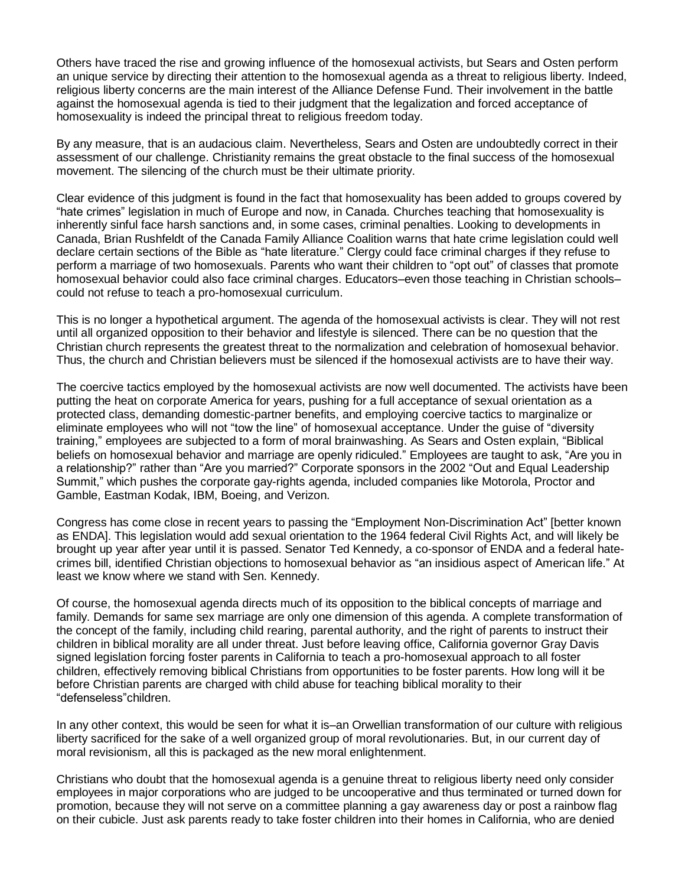Others have traced the rise and growing influence of the homosexual activists, but Sears and Osten perform an unique service by directing their attention to the homosexual agenda as a threat to religious liberty. Indeed, religious liberty concerns are the main interest of the Alliance Defense Fund. Their involvement in the battle against the homosexual agenda is tied to their judgment that the legalization and forced acceptance of homosexuality is indeed the principal threat to religious freedom today.

By any measure, that is an audacious claim. Nevertheless, Sears and Osten are undoubtedly correct in their assessment of our challenge. Christianity remains the great obstacle to the final success of the homosexual movement. The silencing of the church must be their ultimate priority.

Clear evidence of this judgment is found in the fact that homosexuality has been added to groups covered by "hate crimes" legislation in much of Europe and now, in Canada. Churches teaching that homosexuality is inherently sinful face harsh sanctions and, in some cases, criminal penalties. Looking to developments in Canada, Brian Rushfeldt of the Canada Family Alliance Coalition warns that hate crime legislation could well declare certain sections of the Bible as "hate literature." Clergy could face criminal charges if they refuse to perform a marriage of two homosexuals. Parents who want their children to "opt out" of classes that promote homosexual behavior could also face criminal charges. Educators–even those teaching in Christian schools–could not refuse to teach a pro-homosexual curriculum.

This is no longer a hypothetical argument. The agenda of the homosexual activists is clear. They will not rest until all organized opposition to their behavior and lifestyle is silenced. There can be no question that the Christian church represents the greatest threat to the normalization and celebration of homosexual behavior. Thus, the church and Christian believers must be silenced if the homosexual activists are to have their way.

The coercive tactics employed by the homosexual activists are now well documented. The activists have been putting the heat on corporate America for years, pushing for a full acceptance of sexual orientation as a protected class, demanding domestic-partner benefits, and employing coercive tactics to marginalize or eliminate employees who will not "tow the line" of homosexual acceptance. Under the guise of "diversity training," employees are subjected to a form of moral brainwashing. As Sears and Osten explain, "Biblical beliefs on homosexual behavior and marriage are openly ridiculed." Employees are taught to ask, "Are you in a relationship?" rather than "Are you married?" Corporate sponsors in the 2002 "Out and Equal Leadership Summit," which pushes the corporate gay-rights agenda, included companies like Motorola, Proctor and Gamble, Eastman Kodak, IBM, Boeing, and Verizon.

Congress has come close in recent years to passing the "Employment Non-Discrimination Act" [better known as ENDA]. This legislation would add sexual orientation to the 1964 federal Civil Rights Act, and will likely be brought up year after year until it is passed. Senator Ted Kennedy, a co-sponsor of ENDA and a federal hate-crimes bill, identified Christian objections to homosexual behavior as "an insidious aspect of American life." At least we know where we stand with Sen. Kennedy.

Of course, the homosexual agenda directs much of its opposition to the biblical concepts of marriage and family. Demands for same sex marriage are only one dimension of this agenda. A complete transformation of the concept of the family, including child rearing, parental authority, and the right of parents to instruct their children in biblical morality are all under threat. Just before leaving office, California governor Gray Davis signed legislation forcing foster parents in California to teach a pro-homosexual approach to all foster children, effectively removing biblical Christians from opportunities to be foster parents. How long will it be before Christian parents are charged with child abuse for teaching biblical morality to their "defenseless"children.

In any other context, this would be seen for what it is–an Orwellian transformation of our culture with religious liberty sacrificed for the sake of a well organized group of moral revolutionaries. But, in our current day of moral revisionism, all this is packaged as the new moral enlightenment.

Christians who doubt that the homosexual agenda is a genuine threat to religious liberty need only consider employees in major corporations who are judged to be uncooperative and thus terminated or turned down for promotion, because they will not serve on a committee planning a gay awareness day or post a rainbow flag on their cubicle. Just ask parents ready to take foster children into their homes in California, who are denied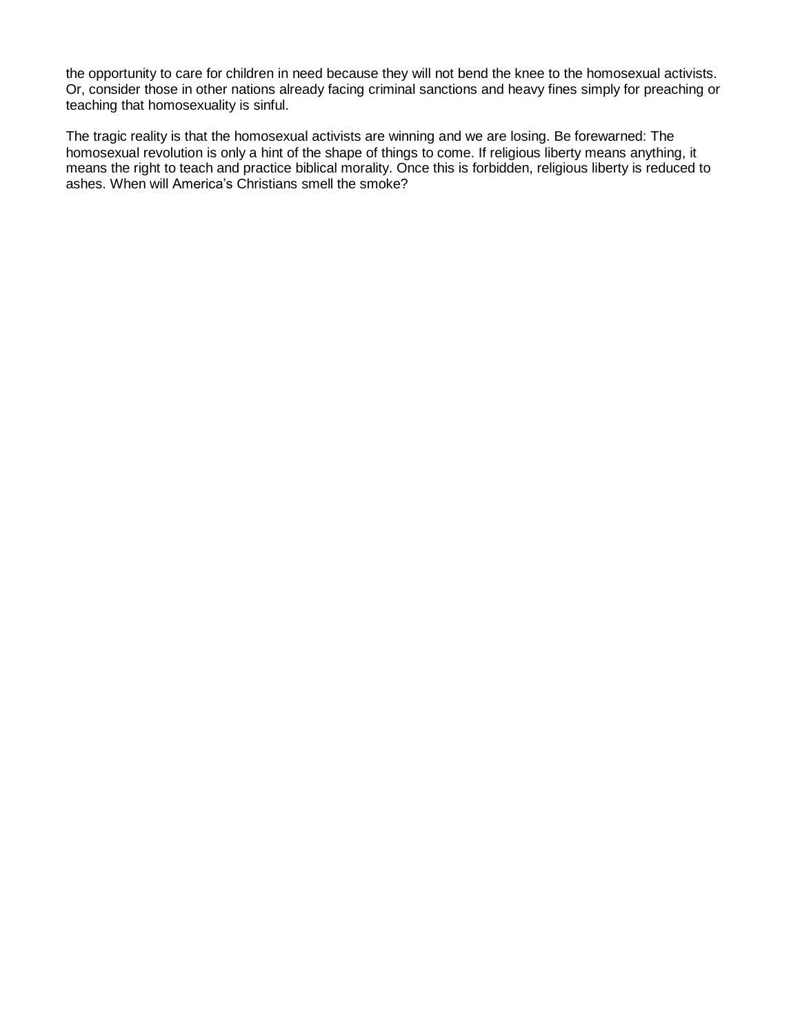the opportunity to care for children in need because they will not bend the knee to the homosexual activists. Or, consider those in other nations already facing criminal sanctions and heavy fines simply for preaching or teaching that homosexuality is sinful.

The tragic reality is that the homosexual activists are winning and we are losing. Be forewarned: The homosexual revolution is only a hint of the shape of things to come. If religious liberty means anything, it means the right to teach and practice biblical morality. Once this is forbidden, religious liberty is reduced to ashes. When will America's Christians smell the smoke?